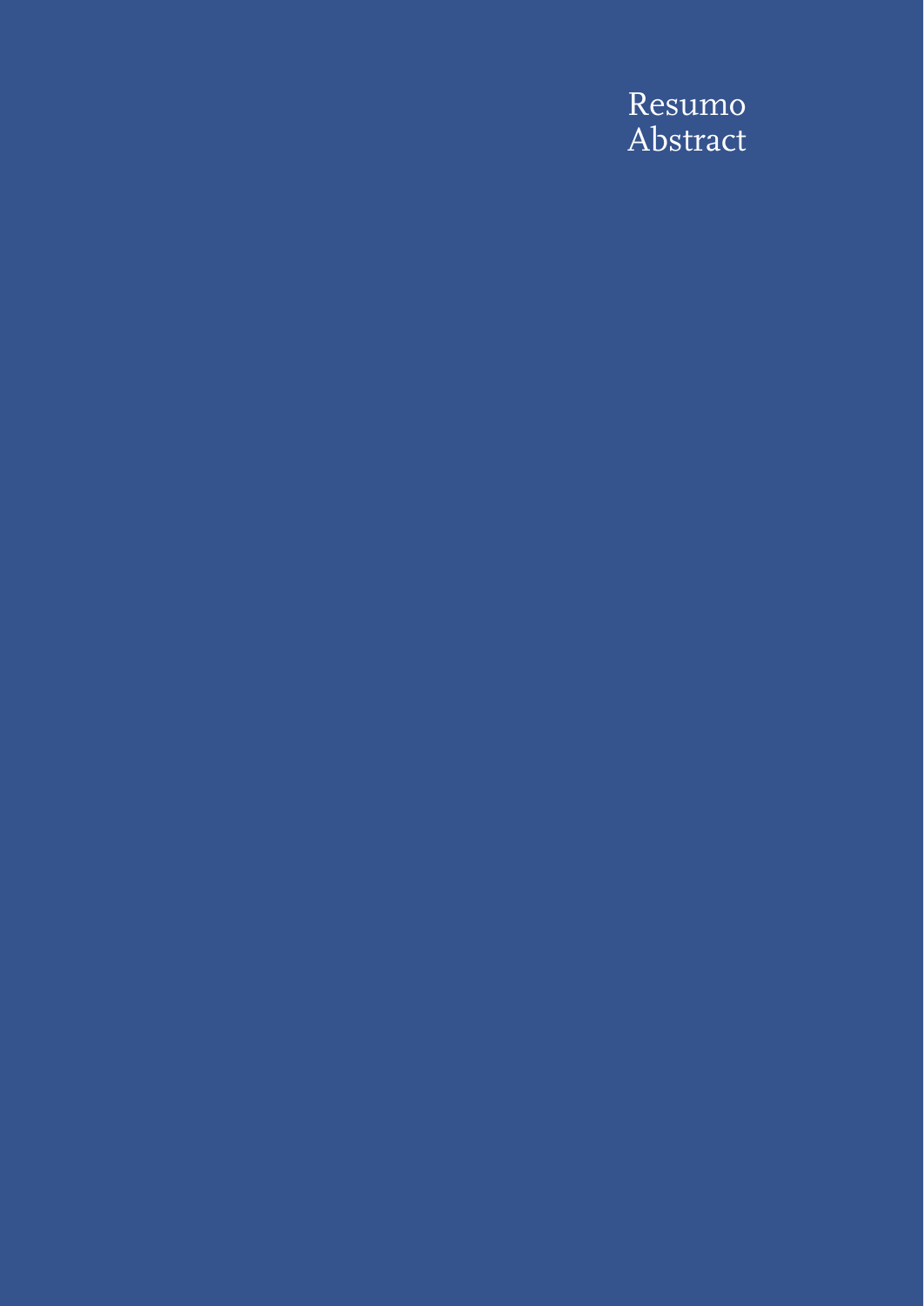# Resumo
# Abstract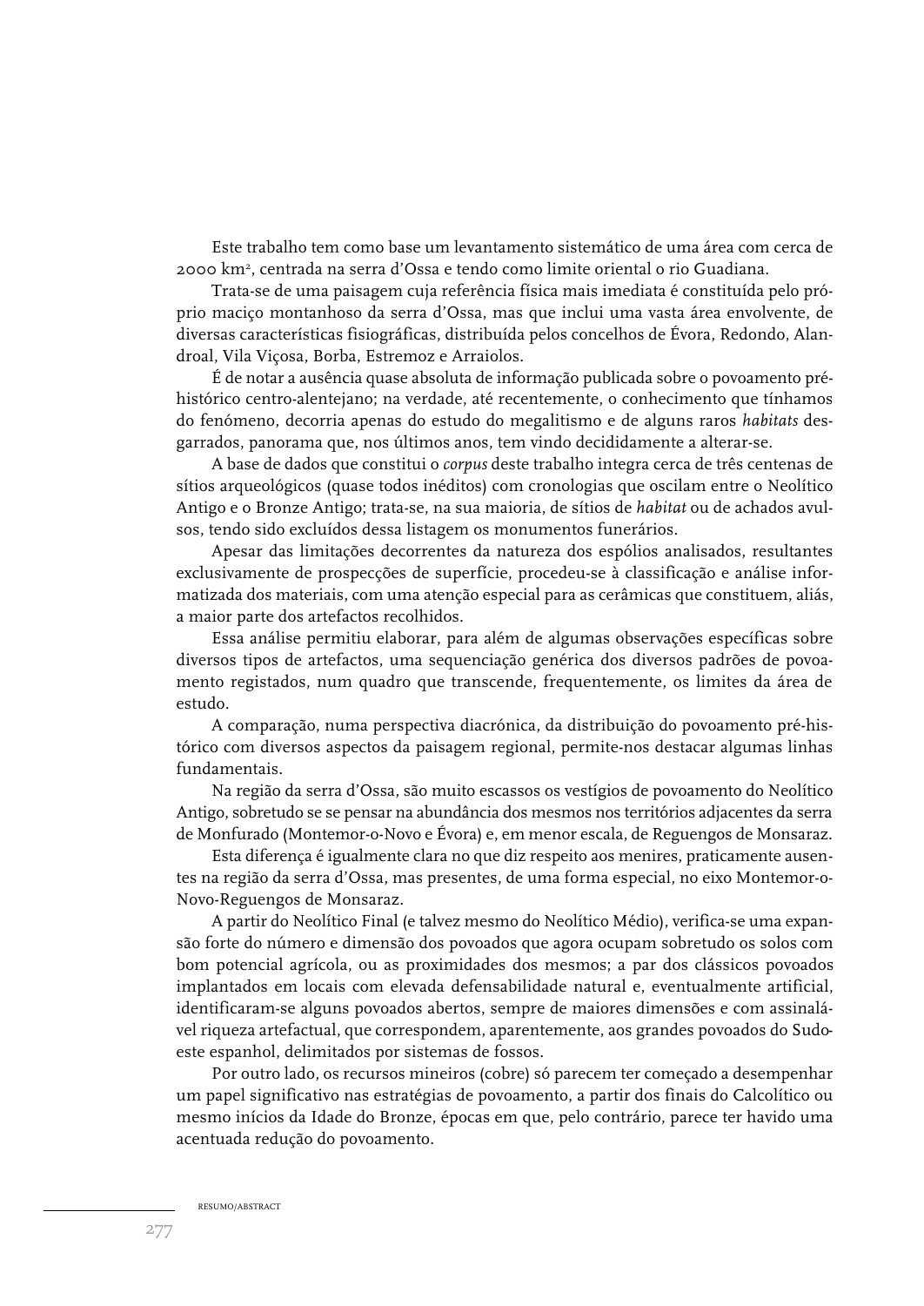Este trabalho tem como base um levantamento sistemático de uma área com cerca de 2000 km², centrada na serra d'Ossa e tendo como limite oriental o rio Guadiana.

Trata-se de uma paisagem cuja referência física mais imediata é constituída pelo próprio maciço montanhoso da serra d'Ossa, mas que inclui uma vasta área envolvente, de diversas características fisiográficas, distribuída pelos concelhos de Évora, Redondo, Alandroal, Vila Viçosa, Borba, Estremoz e Arraiolos.

É de notar a ausência quase absoluta de informação publicada sobre o povoamento pré-histórico centro-alentejano; na verdade, até recentemente, o conhecimento que tínhamos do fenómeno, decorria apenas do estudo do megalitismo e de alguns raros *habitats* desgarrados, panorama que, nos últimos anos, tem vindo decididamente a alterar-se.

A base de dados que constitui o *corpus* deste trabalho integra cerca de três centenas de sítios arqueológicos (quase todos inéditos) com cronologias que oscilam entre o Neolítico Antigo e o Bronze Antigo; trata-se, na sua maioria, de sítios de *habitat* ou de achados avulsos, tendo sido excluídos dessa listagem os monumentos funerários.

Apesar das limitações decorrentes da natureza dos espólios analisados, resultantes exclusivamente de prospecções de superfície, procedeu-se à classificação e análise informatizada dos materiais, com uma atenção especial para as cerâmicas que constituem, aliás, a maior parte dos artefactos recolhidos.

Essa análise permitiu elaborar, para além de algumas observações específicas sobre diversos tipos de artefactos, uma sequenciação genérica dos diversos padrões de povoamento registados, num quadro que transcende, frequentemente, os limites da área de estudo.

A comparação, numa perspectiva diacrónica, da distribuição do povoamento pré-histórico com diversos aspectos da paisagem regional, permite-nos destacar algumas linhas fundamentais.

Na região da serra d'Ossa, são muito escassos os vestígios de povoamento do Neolítico Antigo, sobretudo se se pensar na abundância dos mesmos nos territórios adjacentes da serra de Monfurado (Montemor-o-Novo e Évora) e, em menor escala, de Reguengos de Monsaraz.

Esta diferença é igualmente clara no que diz respeito aos menires, praticamente ausentes na região da serra d'Ossa, mas presentes, de uma forma especial, no eixo Montemor-o-Novo-Reguengos de Monsaraz.

A partir do Neolítico Final (e talvez mesmo do Neolítico Médio), verifica-se uma expansão forte do número e dimensão dos povoados que agora ocupam sobretudo os solos com bom potencial agrícola, ou as proximidades dos mesmos; a par dos clássicos povoados implantados em locais com elevada defensabilidade natural e, eventualmente artificial, identificaram-se alguns povoados abertos, sempre de maiores dimensões e com assinalável riqueza artefactual, que correspondem, aparentemente, aos grandes povoados do Sudoeste espanhol, delimitados por sistemas de fossos.

Por outro lado, os recursos mineiros (cobre) só parecem ter começado a desempenhar um papel significativo nas estratégias de povoamento, a partir dos finais do Calcolítico ou mesmo inícios da Idade do Bronze, épocas em que, pelo contrário, parece ter havido uma acentuada redução do povoamento.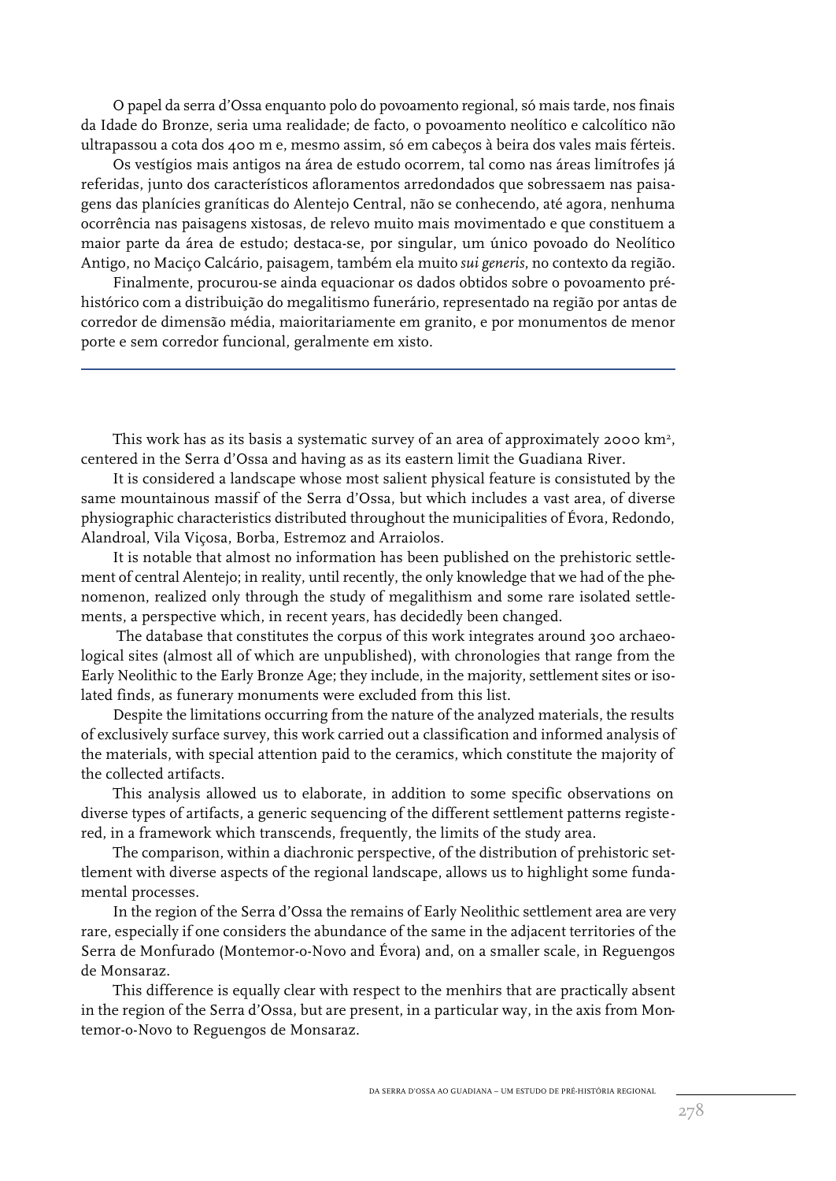O papel da serra d'Ossa enquanto polo do povoamento regional, só mais tarde, nos finais da Idade do Bronze, seria uma realidade; de facto, o povoamento neolítico e calcolítico não ultrapassou a cota dos 400 m e, mesmo assim, só em cabeços à beira dos vales mais férteis.

Os vestígios mais antigos na área de estudo ocorrem, tal como nas áreas limítrofes já referidas, junto dos característicos afloramentos arredondados que sobressaem nas paisagens das planícies graníticas do Alentejo Central, não se conhecendo, até agora, nenhuma ocorrência nas paisagens xistosas, de relevo muito mais movimentado e que constituem a maior parte da área de estudo; destaca-se, por singular, um único povoado do Neolítico Antigo, no Maciço Calcário, paisagem, também ela muito *sui generis*, no contexto da região.

Finalmente, procurou-se ainda equacionar os dados obtidos sobre o povoamento pré-histórico com a distribuição do megalitismo funerário, representado na região por antas de corredor de dimensão média, maioritariamente em granito, e por monumentos de menor porte e sem corredor funcional, geralmente em xisto.

---

This work has as its basis a systematic survey of an area of approximately 2000 km², centered in the Serra d'Ossa and having as as its eastern limit the Guadiana River.

It is considered a landscape whose most salient physical feature is consistuted by the same mountainous massif of the Serra d'Ossa, but which includes a vast area, of diverse physiographic characteristics distributed throughout the municipalities of Évora, Redondo, Alandroal, Vila Viçosa, Borba, Estremoz and Arraiolos.

It is notable that almost no information has been published on the prehistoric settlement of central Alentejo; in reality, until recently, the only knowledge that we had of the phenomenon, realized only through the study of megalithism and some rare isolated settlements, a perspective which, in recent years, has decidedly been changed.

The database that constitutes the corpus of this work integrates around 300 archaeological sites (almost all of which are unpublished), with chronologies that range from the Early Neolithic to the Early Bronze Age; they include, in the majority, settlement sites or isolated finds, as funerary monuments were excluded from this list.

Despite the limitations occurring from the nature of the analyzed materials, the results of exclusively surface survey, this work carried out a classification and informed analysis of the materials, with special attention paid to the ceramics, which constitute the majority of the collected artifacts.

This analysis allowed us to elaborate, in addition to some specific observations on diverse types of artifacts, a generic sequencing of the different settlement patterns registered, in a framework which transcends, frequently, the limits of the study area.

The comparison, within a diachronic perspective, of the distribution of prehistoric settlement with diverse aspects of the regional landscape, allows us to highlight some fundamental processes.

In the region of the Serra d'Ossa the remains of Early Neolithic settlement area are very rare, especially if one considers the abundance of the same in the adjacent territories of the Serra de Monfurado (Montemor-o-Novo and Évora) and, on a smaller scale, in Reguengos de Monsaraz.

This difference is equally clear with respect to the menhirs that are practically absent in the region of the Serra d'Ossa, but are present, in a particular way, in the axis from Montemor-o-Novo to Reguengos de Monsaraz.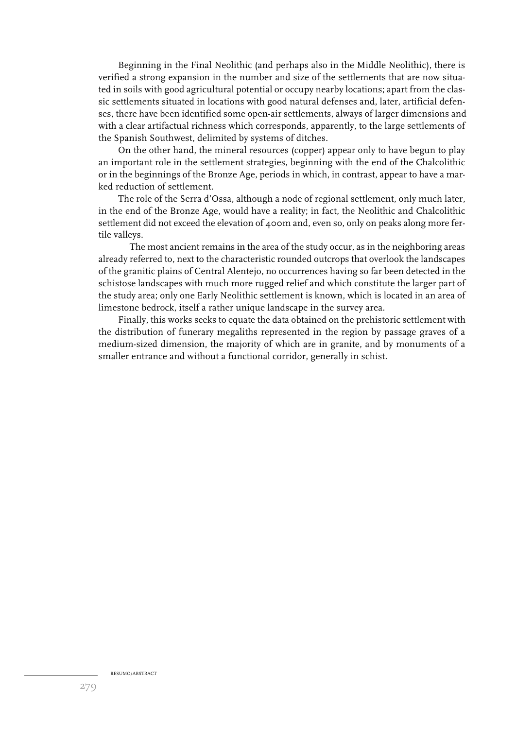Beginning in the Final Neolithic (and perhaps also in the Middle Neolithic), there is verified a strong expansion in the number and size of the settlements that are now situated in soils with good agricultural potential or occupy nearby locations; apart from the classic settlements situated in locations with good natural defenses and, later, artificial defenses, there have been identified some open-air settlements, always of larger dimensions and with a clear artifactual richness which corresponds, apparently, to the large settlements of the Spanish Southwest, delimited by systems of ditches.

On the other hand, the mineral resources (copper) appear only to have begun to play an important role in the settlement strategies, beginning with the end of the Chalcolithic or in the beginnings of the Bronze Age, periods in which, in contrast, appear to have a marked reduction of settlement.

The role of the Serra d'Ossa, although a node of regional settlement, only much later, in the end of the Bronze Age, would have a reality; in fact, the Neolithic and Chalcolithic settlement did not exceed the elevation of 400m and, even so, only on peaks along more fertile valleys.

The most ancient remains in the area of the study occur, as in the neighboring areas already referred to, next to the characteristic rounded outcrops that overlook the landscapes of the granitic plains of Central Alentejo, no occurrences having so far been detected in the schistose landscapes with much more rugged relief and which constitute the larger part of the study area; only one Early Neolithic settlement is known, which is located in an area of limestone bedrock, itself a rather unique landscape in the survey area.

Finally, this works seeks to equate the data obtained on the prehistoric settlement with the distribution of funerary megaliths represented in the region by passage graves of a medium-sized dimension, the majority of which are in granite, and by monuments of a smaller entrance and without a functional corridor, generally in schist.